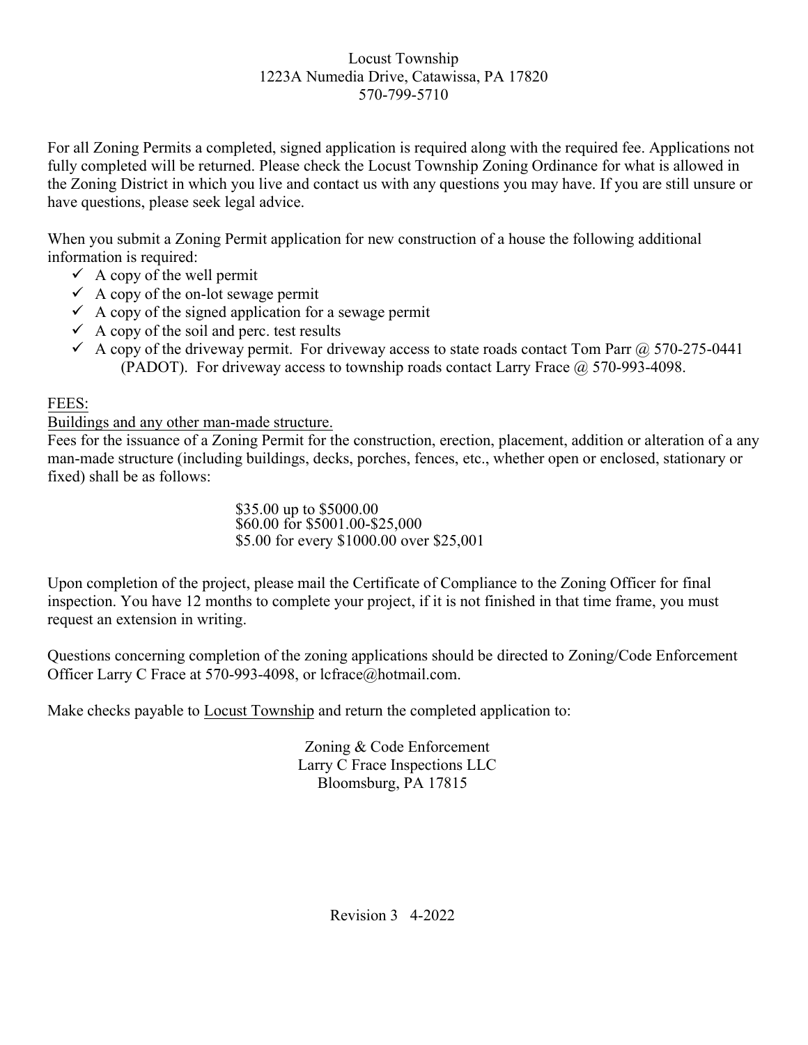Locust Township
1223A Numedia Drive, Catawissa, PA 17820
570-799-5710

For all Zoning Permits a completed, signed application is required along with the required fee. Applications not fully completed will be returned. Please check the Locust Township Zoning Ordinance for what is allowed in the Zoning District in which you live and contact us with any questions you may have. If you are still unsure or have questions, please seek legal advice.

When you submit a Zoning Permit application for new construction of a house the following additional information is required:

- ✓ A copy of the well permit
- ✓ A copy of the on-lot sewage permit
- ✓ A copy of the signed application for a sewage permit
- ✓ A copy of the soil and perc. test results
- ✓ A copy of the driveway permit. For driveway access to state roads contact Tom Parr @ 570-275-0441 (PADOT). For driveway access to township roads contact Larry Frace @ 570-993-4098.

<u>FEES:</u>

<u>Buildings and any other man-made structure.</u>

Fees for the issuance of a Zoning Permit for the construction, erection, placement, addition or alteration of a any man-made structure (including buildings, decks, porches, fences, etc., whether open or enclosed, stationary or fixed) shall be as follows:

$35.00 up to $5000.00
$60.00 for $5001.00-$25,000
$5.00 for every $1000.00 over $25,001

Upon completion of the project, please mail the Certificate of Compliance to the Zoning Officer for final inspection. You have 12 months to complete your project, if it is not finished in that time frame, you must request an extension in writing.

Questions concerning completion of the zoning applications should be directed to Zoning/Code Enforcement Officer Larry C Frace at 570-993-4098, or lcfrace@hotmail.com.

Make checks payable to <u>Locust Township</u> and return the completed application to:

Zoning & Code Enforcement
Larry C Frace Inspections LLC
Bloomsburg, PA 17815

Revision 3 4-2022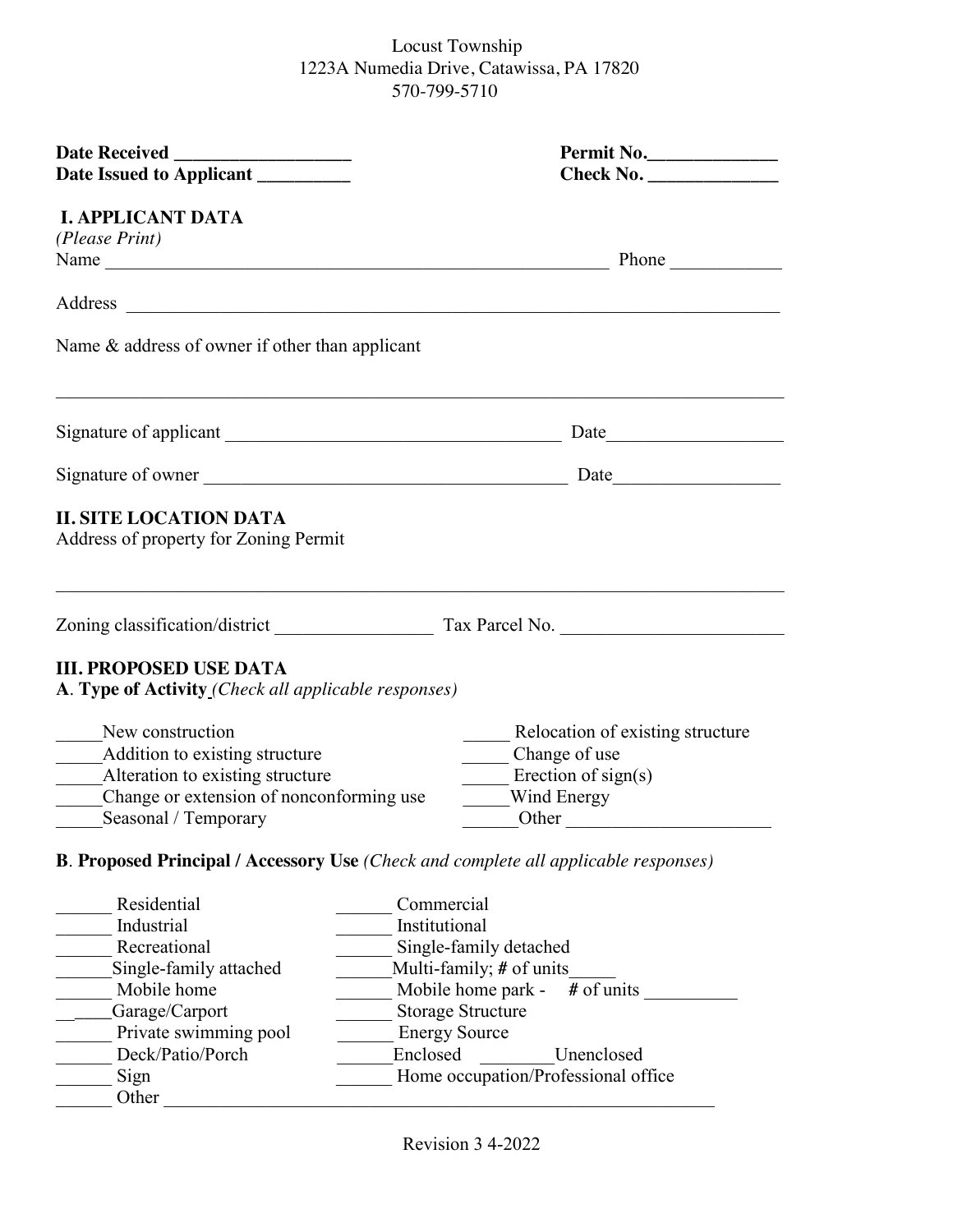Locust Township
1223A Numedia Drive, Catawissa, PA 17820
570-799-5710

**Date Received** ___________________ **Permit No.**______________
**Date Issued to Applicant** __________ **Check No.** ______________

## I. APPLICANT DATA

*(Please Print)*

Name _________________________________________________________ Phone ____________

Address ______________________________________________________________________

Name & address of owner if other than applicant

_____________________________________________________________________________

Signature of applicant _____________________________________ Date___________________

Signature of owner ________________________________________ Date__________________

## II. SITE LOCATION DATA

Address of property for Zoning Permit

_____________________________________________________________________________

Zoning classification/district _________________ Tax Parcel No. ________________________

## III. PROPOSED USE DATA

**A**. **Type of Activity** *(Check all applicable responses)*

_____New construction
_____Addition to existing structure
_____Alteration to existing structure
_____Change or extension of nonconforming use
_____Seasonal / Temporary
_____ Relocation of existing structure
_____ Change of use
_____ Erection of sign(s)
_____Wind Energy
______Other ______________________

**B**. **Proposed Principal / Accessory Use** *(Check and complete all applicable responses)*

______ Residential
______ Industrial
______ Recreational
______Single-family attached
______ Mobile home
______Garage/Carport
______ Private swimming pool
______ Deck/Patio/Porch
______ Sign
______ Other _______________________________________________________________
______ Commercial
______ Institutional
______ Single-family detached
______Multi-family; **#** of units_____
______ Mobile home park - **#** of units __________
______ Storage Structure
______ Energy Source
______Enclosed ________Unenclosed
______ Home occupation/Professional office

Revision 3 4-2022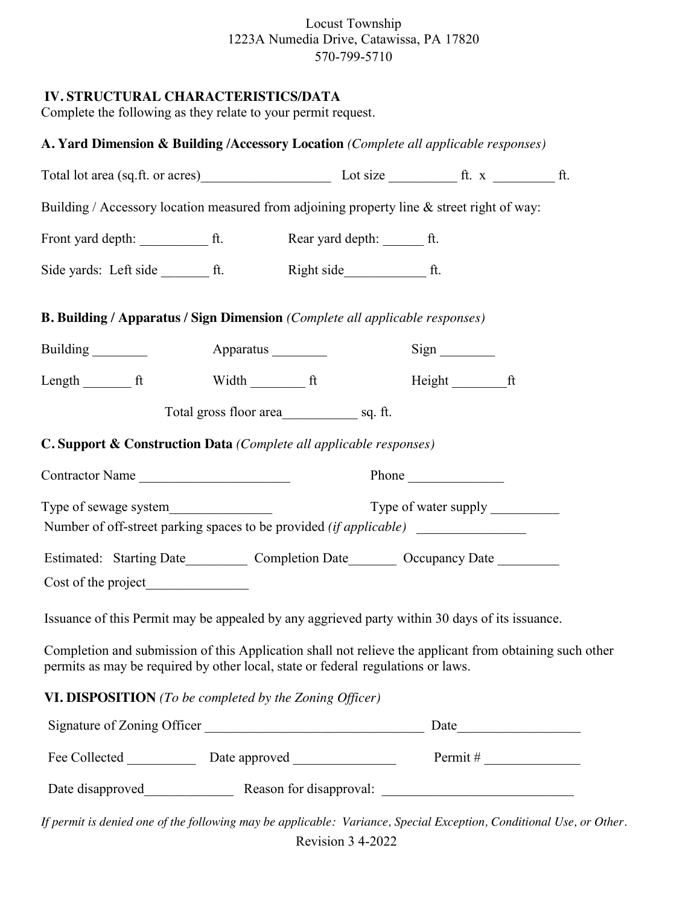Locust Township
1223A Numedia Drive, Catawissa, PA 17820
570-799-5710

## IV. STRUCTURAL CHARACTERISTICS/DATA

Complete the following as they relate to your permit request.

### A. Yard Dimension & Building /Accessory Location *(Complete all applicable responses)*

Total lot area (sq.ft. or acres)___________________ Lot size __________ ft. x _________ ft.

Building / Accessory location measured from adjoining property line & street right of way:

Front yard depth: __________ ft. Rear yard depth: ______ ft.

Side yards: Left side _______ ft. Right side____________ ft.

### B. Building / Apparatus / Sign Dimension *(Complete all applicable responses)*

Building ________ Apparatus ________ Sign ________

Length _______ ft Width ________ ft Height ________ft

Total gross floor area___________ sq. ft.

### C. Support & Construction Data *(Complete all applicable responses)*

Contractor Name ______________________ Phone ______________

Type of sewage system_______________ Type of water supply __________

Number of off-street parking spaces to be provided *(if applicable)* ________________

Estimated: Starting Date_________ Completion Date_______ Occupancy Date _________

Cost of the project_______________

Issuance of this Permit may be appealed by any aggrieved party within 30 days of its issuance.

Completion and submission of this Application shall not relieve the applicant from obtaining such other permits as may be required by other local, state or federal regulations or laws.

## VI. DISPOSITION *(To be completed by the Zoning Officer)*

Signature of Zoning Officer ________________________________ Date__________________

Fee Collected __________ Date approved _______________ Permit # ______________

Date disapproved_____________ Reason for disapproval: ____________________________

*If permit is denied one of the following may be applicable: Variance, Special Exception, Conditional Use, or Other.*

Revision 3 4-2022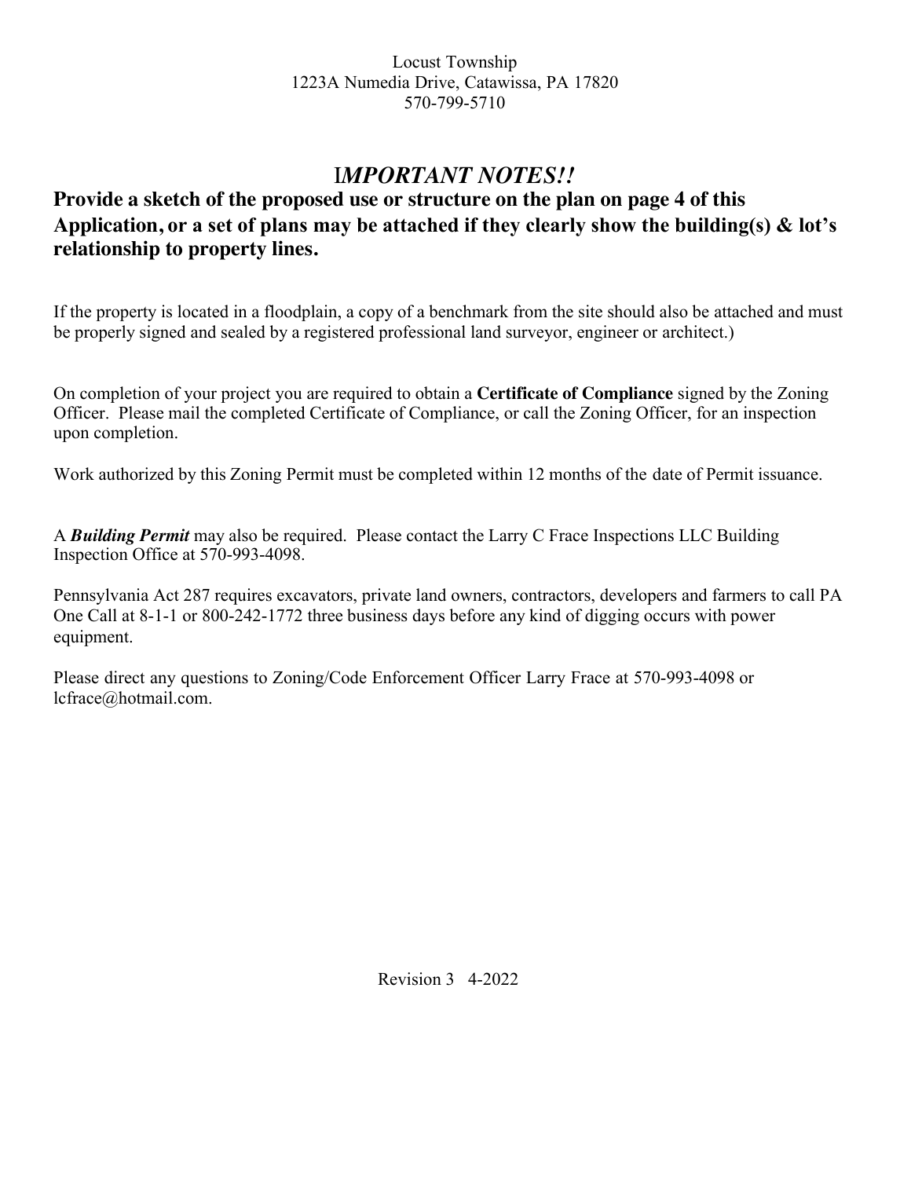Locust Township
1223A Numedia Drive, Catawissa, PA 17820
570-799-5710

# I*MPORTANT NOTES!!*

**Provide a sketch of the proposed use or structure on the plan on page 4 of this Application, or a set of plans may be attached if they clearly show the building(s) & lot's relationship to property lines.**

If the property is located in a floodplain, a copy of a benchmark from the site should also be attached and must be properly signed and sealed by a registered professional land surveyor, engineer or architect.)

On completion of your project you are required to obtain a **Certificate of Compliance** signed by the Zoning Officer. Please mail the completed Certificate of Compliance, or call the Zoning Officer, for an inspection upon completion.

Work authorized by this Zoning Permit must be completed within 12 months of the date of Permit issuance.

A ***Building Permit*** may also be required. Please contact the Larry C Frace Inspections LLC Building Inspection Office at 570-993-4098.

Pennsylvania Act 287 requires excavators, private land owners, contractors, developers and farmers to call PA One Call at 8-1-1 or 800-242-1772 three business days before any kind of digging occurs with power equipment.

Please direct any questions to Zoning/Code Enforcement Officer Larry Frace at 570-993-4098 or lcfrace@hotmail.com.

Revision 3 4-2022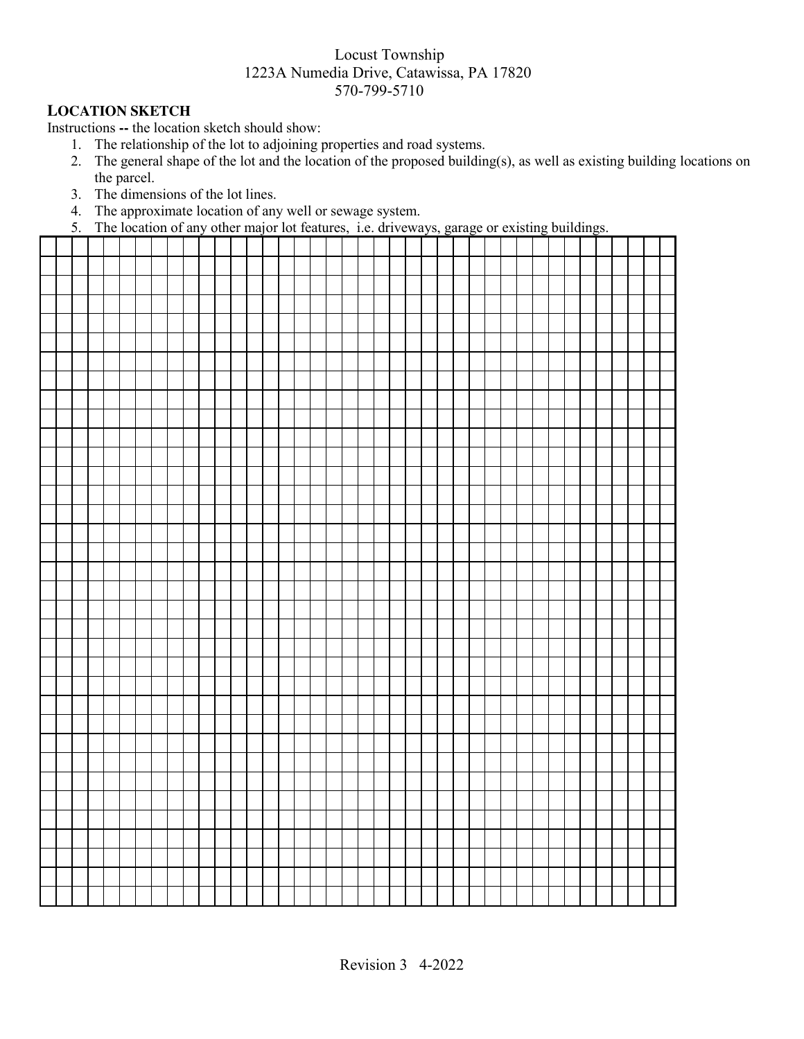Locust Township
1223A Numedia Drive, Catawissa, PA 17820
570-799-5710

**LOCATION SKETCH**

Instructions **--** the location sketch should show:

1. The relationship of the lot to adjoining properties and road systems.
2. The general shape of the lot and the location of the proposed building(s), as well as existing building locations on the parcel.
3. The dimensions of the lot lines.
4. The approximate location of any well or sewage system.
5. The location of any other major lot features, i.e. driveways, garage or existing buildings.

Revision 3 4-2022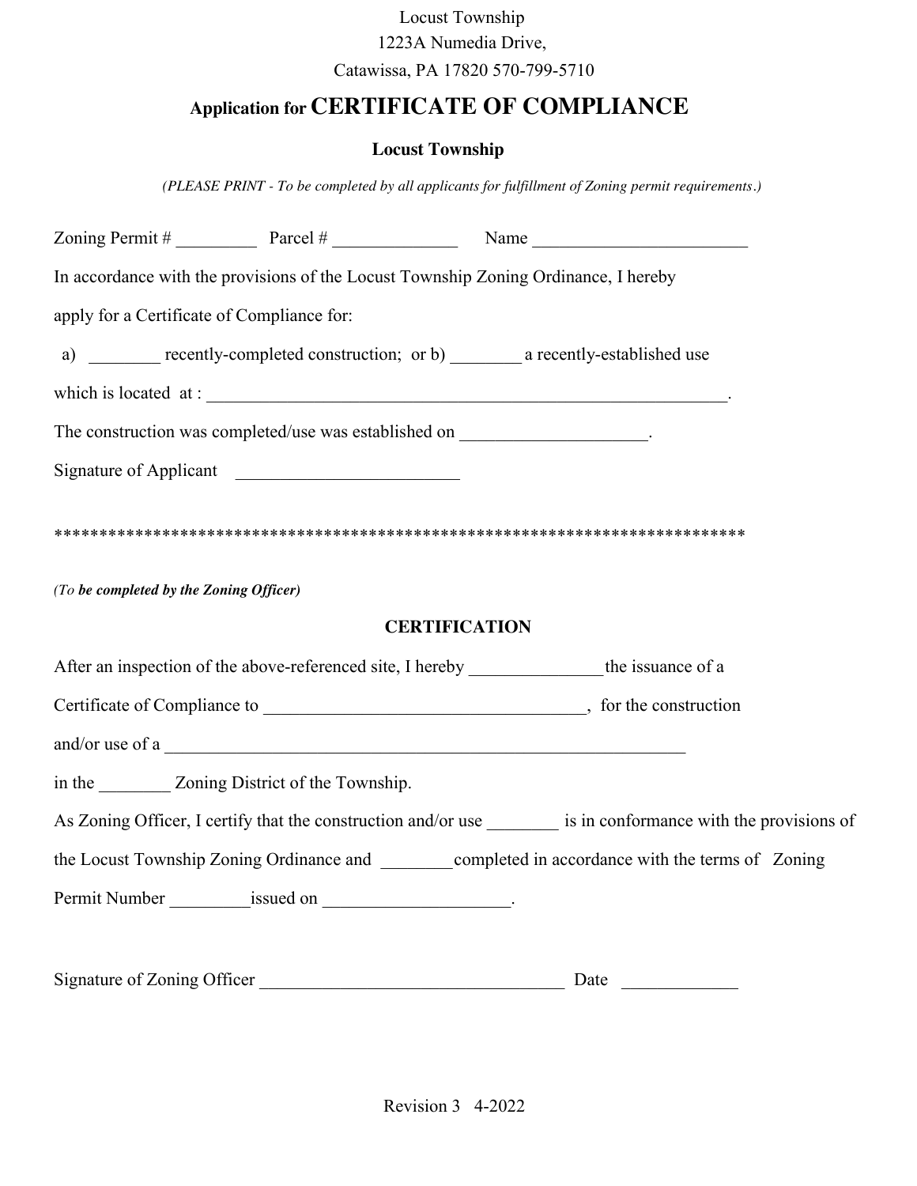Locust Township
1223A Numedia Drive,
Catawissa, PA 17820 570-799-5710

## Application for **CERTIFICATE OF COMPLIANCE**

**Locust Township**

*(PLEASE PRINT - To be completed by all applicants for fulfillment of Zoning permit requirements.)*

Zoning Permit # _________ Parcel # ______________ Name ________________________

In accordance with the provisions of the Locust Township Zoning Ordinance, I hereby apply for a Certificate of Compliance for:

a) ________ recently-completed construction; or b) ________ a recently-established use

which is located at : ___________________________________________________________.

The construction was completed/use was established on ____________________.

Signature of Applicant ________________________

********************************************************************************

*(To **be completed by the Zoning Officer)***

**CERTIFICATION**

After an inspection of the above-referenced site, I hereby ______________ the issuance of a Certificate of Compliance to ___________________________________, for the construction and/or use of a _____________________________________________________________

in the ________ Zoning District of the Township.

As Zoning Officer, I certify that the construction and/or use ________ is in conformance with the provisions of the Locust Township Zoning Ordinance and ________ completed in accordance with the terms of Zoning Permit Number _________ issued on ____________________.

Signature of Zoning Officer __________________________________ Date _____________

Revision 3 4-2022